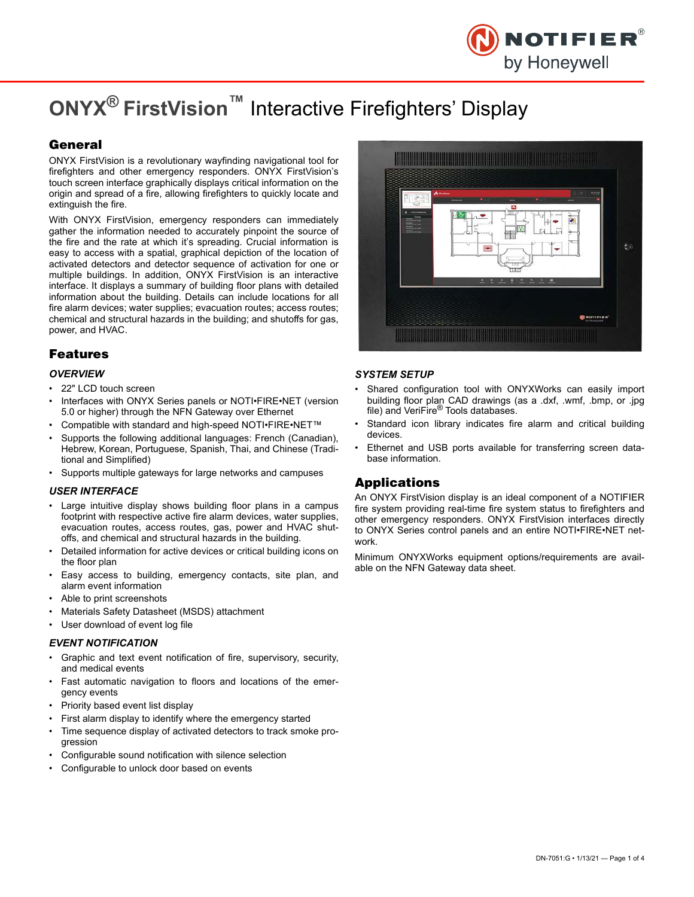# ONYX® FirstVision™ Interactive Firefighters' Display

## General

ONYX FirstVision is a revolutionary wayfinding navigational tool for firefighters and other emergency responders. ONYX FirstVision's touch screen interface graphically displays critical information on the origin and spread of a fire, allowing firefighters to quickly locate and extinguish the fire.

With ONYX FirstVision, emergency responders can immediately gather the information needed to accurately pinpoint the source of the fire and the rate at which it's spreading. Crucial information is easy to access with a spatial, graphical depiction of the location of activated detectors and detector sequence of activation for one or multiple buildings. In addition, ONYX FirstVision is an interactive interface. It displays a summary of building floor plans with detailed information about the building. Details can include locations for all fire alarm devices; water supplies; evacuation routes; access routes; chemical and structural hazards in the building; and shutoffs for gas, power, and HVAC.

## Features

### OVERVIEW

- 22" LCD touch screen
- Interfaces with ONYX Series panels or NOTI•FIRE•NET (version 5.0 or higher) through the NFN Gateway over Ethernet
- Compatible with standard and high-speed NOTI•FIRE•NET™
- Supports the following additional languages: French (Canadian), Hebrew, Korean, Portuguese, Spanish, Thai, and Chinese (Traditional and Simplified)
- Supports multiple gateways for large networks and campuses

### USER INTERFACE

- Large intuitive display shows building floor plans in a campus footprint with respective active fire alarm devices, water supplies, evacuation routes, access routes, gas, power and HVAC shutoffs, and chemical and structural hazards in the building.
- Detailed information for active devices or critical building icons on the floor plan
- Easy access to building, emergency contacts, site plan, and alarm event information
- Able to print screenshots
- Materials Safety Datasheet (MSDS) attachment
- User download of event log file

### EVENT NOTIFICATION

- Graphic and text event notification of fire, supervisory, security, and medical events
- Fast automatic navigation to floors and locations of the emergency events
- Priority based event list display
- First alarm display to identify where the emergency started
- Time sequence display of activated detectors to track smoke progression
- Configurable sound notification with silence selection
- Configurable to unlock door based on events

### SYSTEM SETUP

- Shared configuration tool with ONYXWorks can easily import building floor plan CAD drawings (as a .dxf, .wmf, .bmp, or .jpg file) and VeriFire® Tools databases.
- Standard icon library indicates fire alarm and critical building devices.
- Ethernet and USB ports available for transferring screen database information.

## Applications

An ONYX FirstVision display is an ideal component of a NOTIFIER fire system providing real-time fire system status to firefighters and other emergency responders. ONYX FirstVision interfaces directly to ONYX Series control panels and an entire NOTI•FIRE•NET network.

Minimum ONYXWorks equipment options/requirements are available on the NFN Gateway data sheet.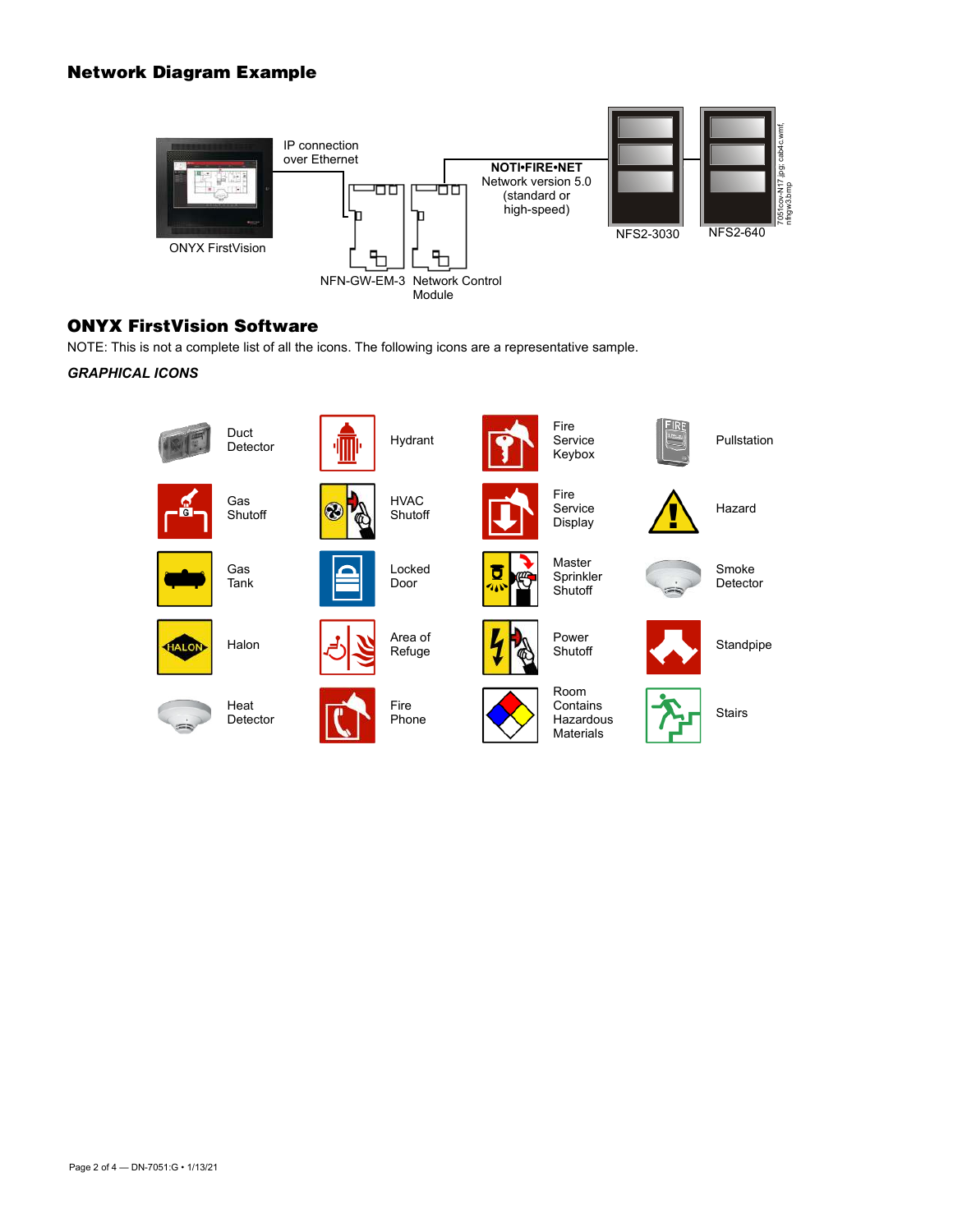## Network Diagram Example

ONYX FirstVision

IP connection over Ethernet

NFN-GW-EM-3

Network Control Module

**NOTI•FIRE•NET**
Network version 5.0 (standard or high-speed)

NFS2-3030

NFS2-640

## ONYX FirstVision Software

NOTE: This is not a complete list of all the icons. The following icons are a representative sample.

***GRAPHICAL ICONS***

| | | | |
|---|---|---|---|
| Duct Detector | Hydrant | Fire Service Keybox | Pullstation |
| Gas Shutoff | HVAC Shutoff | Fire Service Display | Hazard |
| Gas Tank | Locked Door | Master Sprinkler Shutoff | Smoke Detector |
| Halon | Area of Refuge | Power Shutoff | Standpipe |
| Heat Detector | Fire Phone | Room Contains Hazardous Materials | Stairs |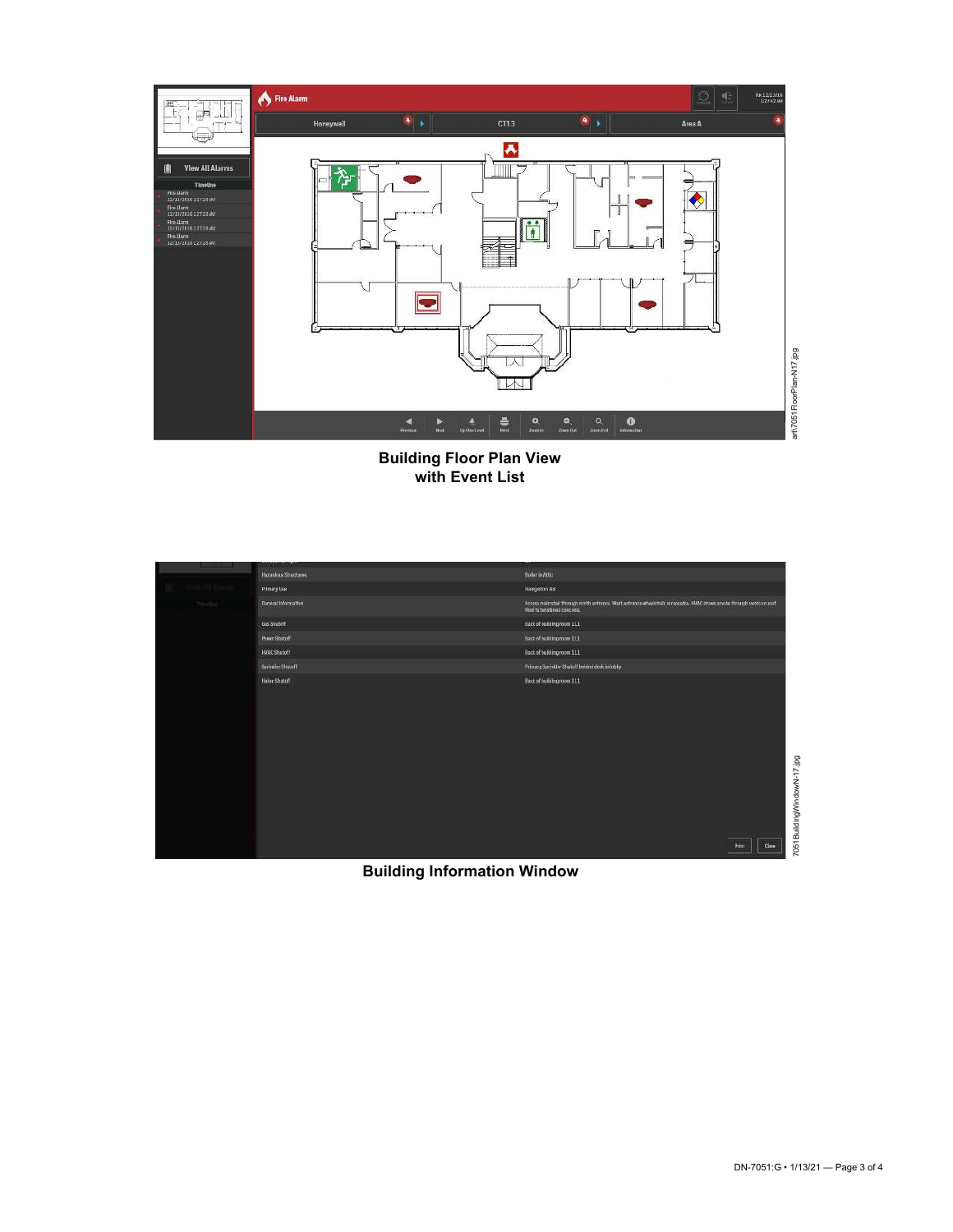**Building Floor Plan View with Event List**

**Building Information Window**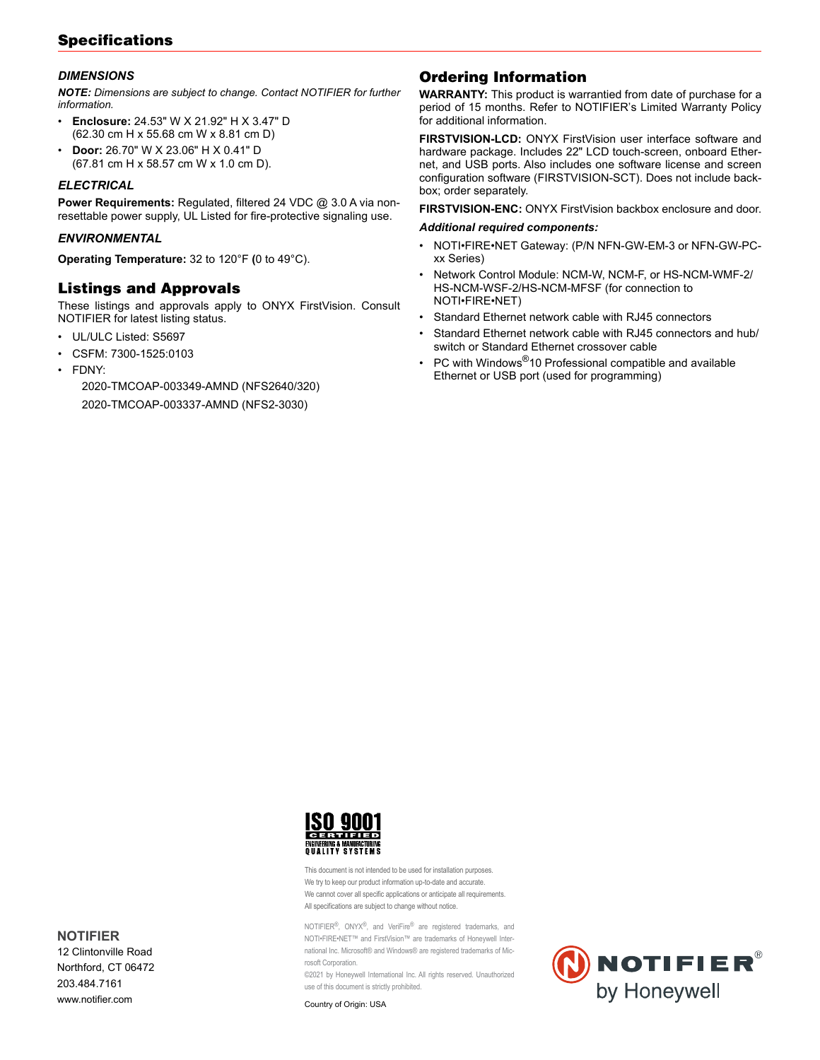## Specifications

### *DIMENSIONS*

***NOTE:*** *Dimensions are subject to change. Contact NOTIFIER for further information.*

- **Enclosure:** 24.53" W X 21.92" H X 3.47" D (62.30 cm H x 55.68 cm W x 8.81 cm D)
- **Door:** 26.70" W X 23.06" H X 0.41" D (67.81 cm H x 58.57 cm W x 1.0 cm D).

### *ELECTRICAL*

**Power Requirements:** Regulated, filtered 24 VDC @ 3.0 A via non-resettable power supply, UL Listed for fire-protective signaling use.

### *ENVIRONMENTAL*

**Operating Temperature:** 32 to 120°F **(**0 to 49°C).

## Listings and Approvals

These listings and approvals apply to ONYX FirstVision. Consult NOTIFIER for latest listing status.

- UL/ULC Listed: S5697
- CSFM: 7300-1525:0103
- FDNY:

  2020-TMCOAP-003349-AMND (NFS2640/320)

  2020-TMCOAP-003337-AMND (NFS2-3030)

## Ordering Information

**WARRANTY:** This product is warrantied from date of purchase for a period of 15 months. Refer to NOTIFIER's Limited Warranty Policy for additional information.

**FIRSTVISION-LCD:** ONYX FirstVision user interface software and hardware package. Includes 22" LCD touch-screen, onboard Ethernet, and USB ports. Also includes one software license and screen configuration software (FIRSTVISION-SCT). Does not include backbox; order separately.

**FIRSTVISION-ENC:** ONYX FirstVision backbox enclosure and door.

***Additional required components:***

- NOTI•FIRE•NET Gateway: (P/N NFN-GW-EM-3 or NFN-GW-PC-xx Series)
- Network Control Module: NCM-W, NCM-F, or HS-NCM-WMF-2/HS-NCM-WSF-2/HS-NCM-MFSF (for connection to NOTI•FIRE•NET)
- Standard Ethernet network cable with RJ45 connectors
- Standard Ethernet network cable with RJ45 connectors and hub/switch or Standard Ethernet crossover cable
- PC with Windows®10 Professional compatible and available Ethernet or USB port (used for programming)

ISO 9001 CERTIFIED ENGINEERING & MANUFACTURING QUALITY SYSTEMS

This document is not intended to be used for installation purposes. We try to keep our product information up-to-date and accurate. We cannot cover all specific applications or anticipate all requirements. All specifications are subject to change without notice.

NOTIFIER®, ONYX®, and VeriFire® are registered trademarks, and NOTI•FIRE•NET™ and FirstVision™ are trademarks of Honeywell International Inc. Microsoft® and Windows® are registered trademarks of Microsoft Corporation.

©2021 by Honeywell International Inc. All rights reserved. Unauthorized use of this document is strictly prohibited.

Country of Origin: USA

**NOTIFIER**
12 Clintonville Road
Northford, CT 06472
203.484.7161
www.notifier.com

NOTIFIER® by Honeywell